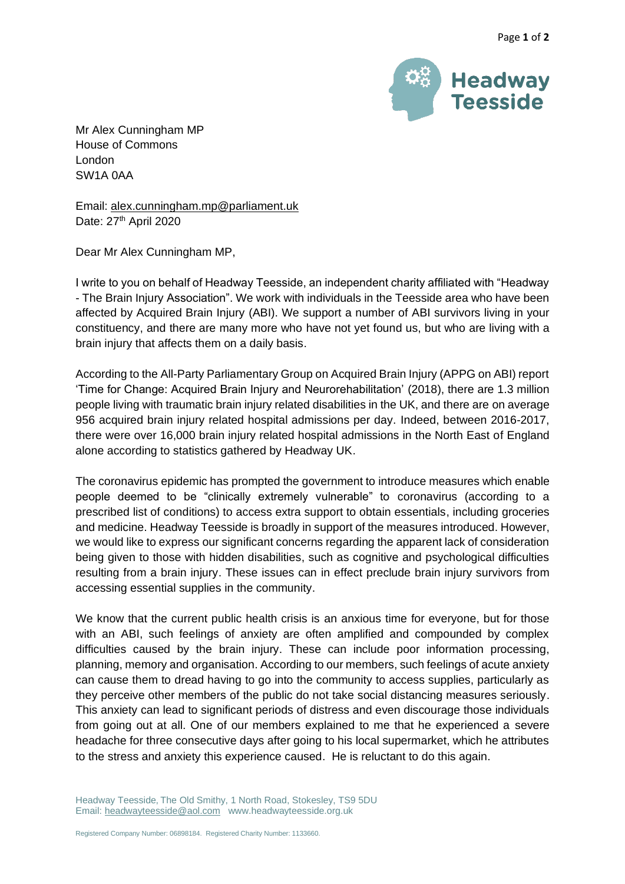Headway Teesside

Mr Alex Cunningham MP
House of Commons
London
SW1A 0AA

Email: alex.cunningham.mp@parliament.uk
Date: 27th April 2020

Dear Mr Alex Cunningham MP,

I write to you on behalf of Headway Teesside, an independent charity affiliated with "Headway - The Brain Injury Association". We work with individuals in the Teesside area who have been affected by Acquired Brain Injury (ABI). We support a number of ABI survivors living in your constituency, and there are many more who have not yet found us, but who are living with a brain injury that affects them on a daily basis.

According to the All-Party Parliamentary Group on Acquired Brain Injury (APPG on ABI) report 'Time for Change: Acquired Brain Injury and Neurorehabilitation' (2018), there are 1.3 million people living with traumatic brain injury related disabilities in the UK, and there are on average 956 acquired brain injury related hospital admissions per day. Indeed, between 2016-2017, there were over 16,000 brain injury related hospital admissions in the North East of England alone according to statistics gathered by Headway UK.

The coronavirus epidemic has prompted the government to introduce measures which enable people deemed to be "clinically extremely vulnerable" to coronavirus (according to a prescribed list of conditions) to access extra support to obtain essentials, including groceries and medicine. Headway Teesside is broadly in support of the measures introduced. However, we would like to express our significant concerns regarding the apparent lack of consideration being given to those with hidden disabilities, such as cognitive and psychological difficulties resulting from a brain injury. These issues can in effect preclude brain injury survivors from accessing essential supplies in the community.

We know that the current public health crisis is an anxious time for everyone, but for those with an ABI, such feelings of anxiety are often amplified and compounded by complex difficulties caused by the brain injury. These can include poor information processing, planning, memory and organisation. According to our members, such feelings of acute anxiety can cause them to dread having to go into the community to access supplies, particularly as they perceive other members of the public do not take social distancing measures seriously. This anxiety can lead to significant periods of distress and even discourage those individuals from going out at all. One of our members explained to me that he experienced a severe headache for three consecutive days after going to his local supermarket, which he attributes to the stress and anxiety this experience caused. He is reluctant to do this again.

Headway Teesside, The Old Smithy, 1 North Road, Stokesley, TS9 5DU
Email: headwayteesside@aol.com www.headwayteesside.org.uk

Registered Company Number: 06898184. Registered Charity Number: 1133660.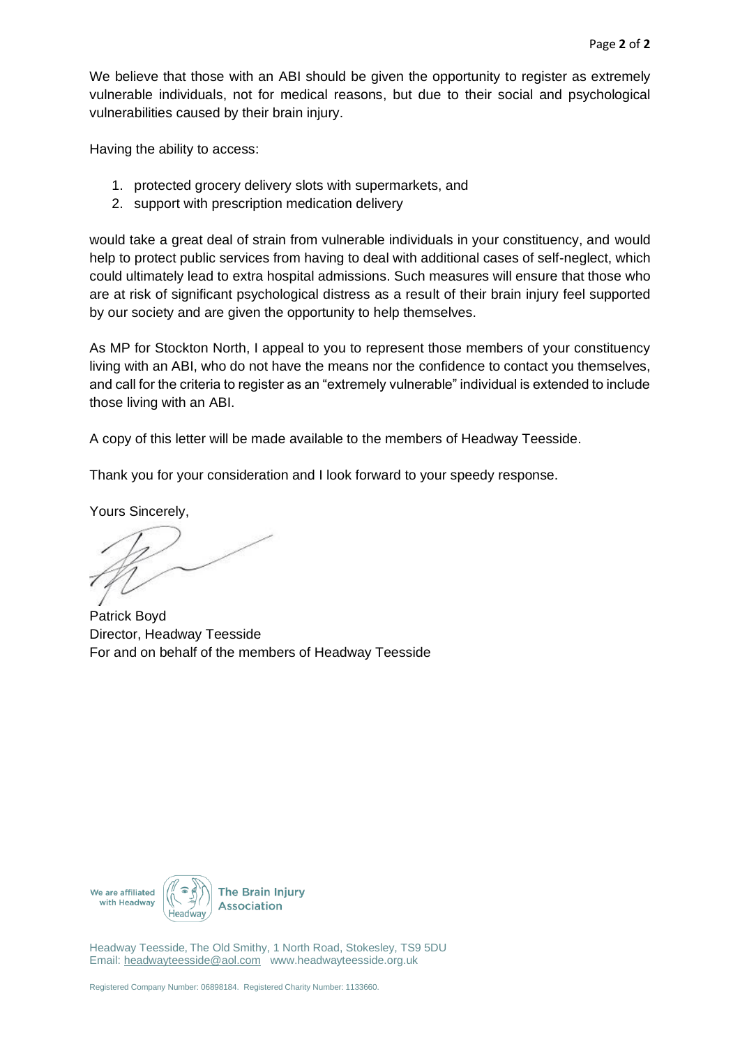We believe that those with an ABI should be given the opportunity to register as extremely vulnerable individuals, not for medical reasons, but due to their social and psychological vulnerabilities caused by their brain injury.

Having the ability to access:

1. protected grocery delivery slots with supermarkets, and
2. support with prescription medication delivery

would take a great deal of strain from vulnerable individuals in your constituency, and would help to protect public services from having to deal with additional cases of self-neglect, which could ultimately lead to extra hospital admissions. Such measures will ensure that those who are at risk of significant psychological distress as a result of their brain injury feel supported by our society and are given the opportunity to help themselves.

As MP for Stockton North, I appeal to you to represent those members of your constituency living with an ABI, who do not have the means nor the confidence to contact you themselves, and call for the criteria to register as an "extremely vulnerable" individual is extended to include those living with an ABI.

A copy of this letter will be made available to the members of Headway Teesside.

Thank you for your consideration and I look forward to your speedy response.

Yours Sincerely,

Patrick Boyd
Director, Headway Teesside
For and on behalf of the members of Headway Teesside

We are affiliated with Headway — The Brain Injury Association

Headway Teesside, The Old Smithy, 1 North Road, Stokesley, TS9 5DU
Email: headwayteesside@aol.com www.headwayteesside.org.uk

Registered Company Number: 06898184. Registered Charity Number: 1133660.